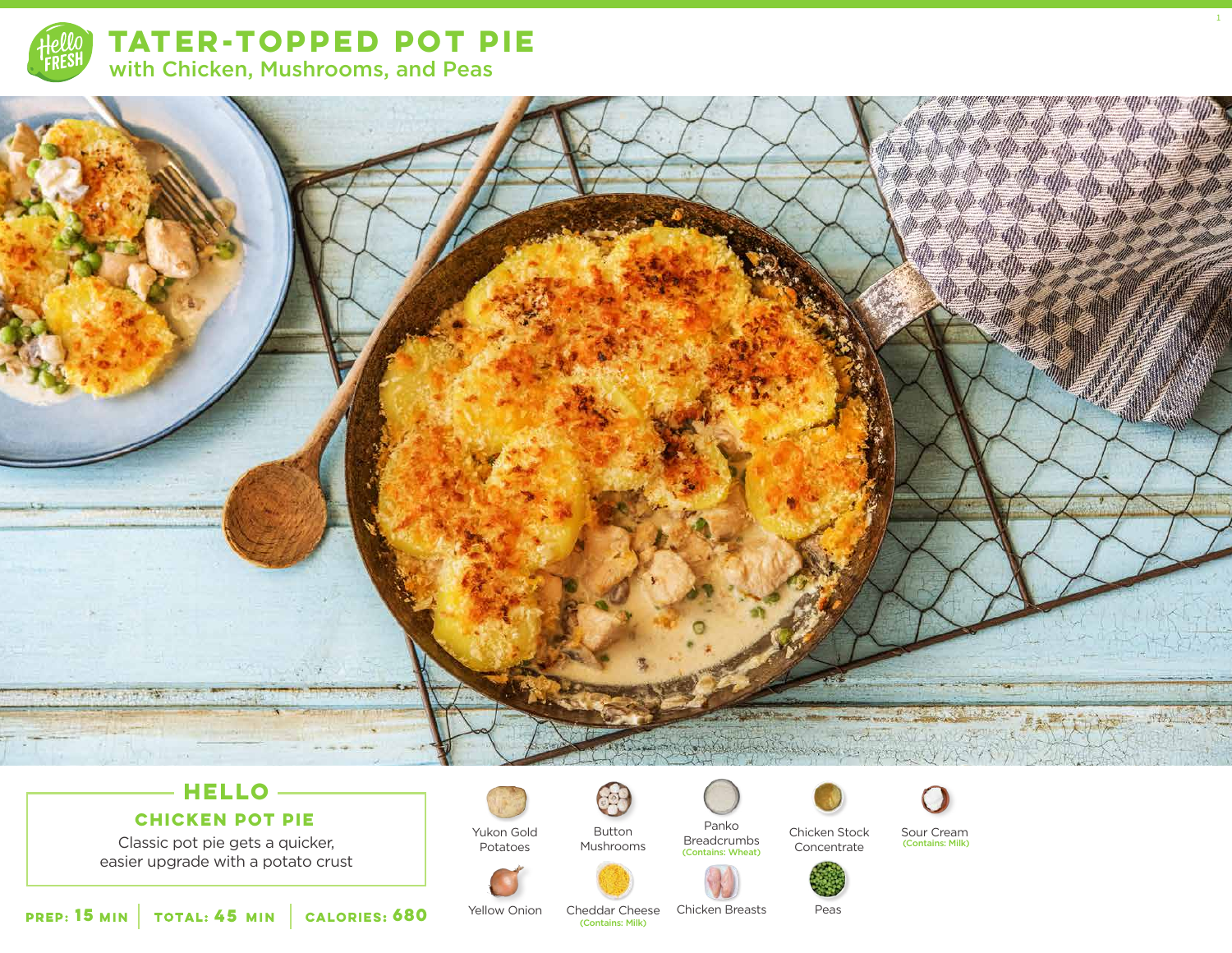# TATER-TOPPED POT PIE

## with Chicken, Mushrooms, and Peas

## HELLO

### CHICKEN POT PIE

Classic pot pie gets a quicker, easier upgrade with a potato crust

**PREP: 15 MIN** | **TOTAL: 45 MIN** | **CALORIES: 680**

- Yukon Gold Potatoes
- Button Mushrooms
- Panko Breadcrumbs (Contains: Wheat)
- Chicken Stock Concentrate
- Sour Cream (Contains: Milk)
- Yellow Onion
- Cheddar Cheese (Contains: Milk)
- Chicken Breasts
- Peas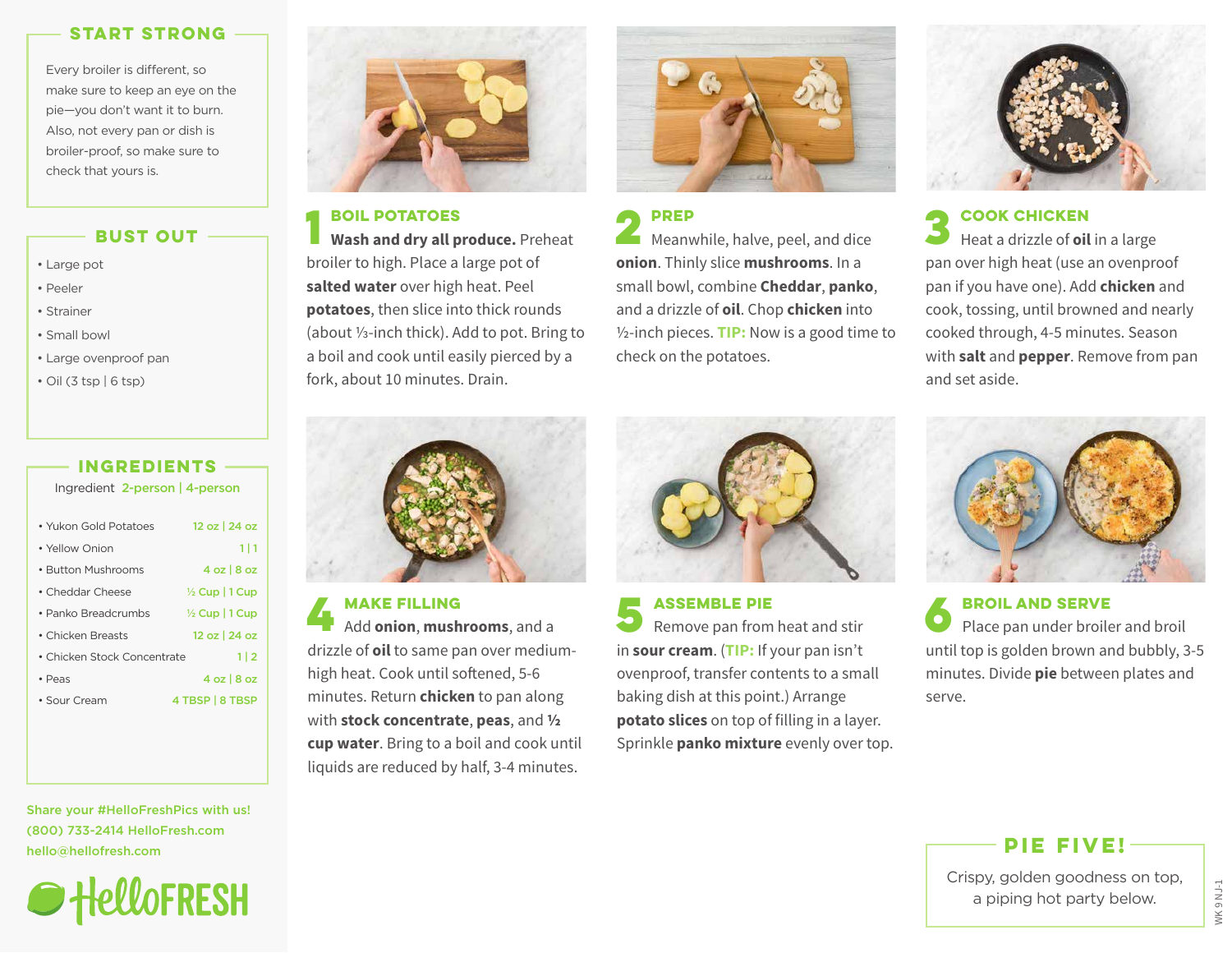## START STRONG

Every broiler is different, so make sure to keep an eye on the pie—you don't want it to burn. Also, not every pan or dish is broiler-proof, so make sure to check that yours is.

## BUST OUT

- Large pot
- Peeler
- Strainer
- Small bowl
- Large ovenproof pan
- Oil (3 tsp | 6 tsp)

## INGREDIENTS

| Ingredient | 2-person \| 4-person |
|---|---|
| Yukon Gold Potatoes | 12 oz \| 24 oz |
| Yellow Onion | 1 \| 1 |
| Button Mushrooms | 4 oz \| 8 oz |
| Cheddar Cheese | ½ Cup \| 1 Cup |
| Panko Breadcrumbs | ½ Cup \| 1 Cup |
| Chicken Breasts | 12 oz \| 24 oz |
| Chicken Stock Concentrate | 1 \| 2 |
| Peas | 4 oz \| 8 oz |
| Sour Cream | 4 TBSP \| 8 TBSP |

Share your #HelloFreshPics with us!
(800) 733-2414 HelloFresh.com
hello@hellofresh.com

HelloFRESH

## 1 BOIL POTATOES

**Wash and dry all produce.** Preheat broiler to high. Place a large pot of **salted water** over high heat. Peel **potatoes**, then slice into thick rounds (about ⅓-inch thick). Add to pot. Bring to a boil and cook until easily pierced by a fork, about 10 minutes. Drain.

## 2 PREP

Meanwhile, halve, peel, and dice **onion**. Thinly slice **mushrooms**. In a small bowl, combine **Cheddar**, **panko**, and a drizzle of **oil**. Chop **chicken** into ½-inch pieces. **TIP:** Now is a good time to check on the potatoes.

## 3 COOK CHICKEN

Heat a drizzle of **oil** in a large pan over high heat (use an ovenproof pan if you have one). Add **chicken** and cook, tossing, until browned and nearly cooked through, 4-5 minutes. Season with **salt** and **pepper**. Remove from pan and set aside.

## 4 MAKE FILLING

Add **onion**, **mushrooms**, and a drizzle of **oil** to same pan over medium-high heat. Cook until softened, 5-6 minutes. Return **chicken** to pan along with **stock concentrate**, **peas**, and **½ cup water**. Bring to a boil and cook until liquids are reduced by half, 3-4 minutes.

## 5 ASSEMBLE PIE

Remove pan from heat and stir in **sour cream**. (**TIP:** If your pan isn't ovenproof, transfer contents to a small baking dish at this point.) Arrange **potato slices** on top of filling in a layer. Sprinkle **panko mixture** evenly over top.

## 6 BROIL AND SERVE

Place pan under broiler and broil until top is golden brown and bubbly, 3-5 minutes. Divide **pie** between plates and serve.

## PIE FIVE!

Crispy, golden goodness on top, a piping hot party below.

WK 9 NJ-1